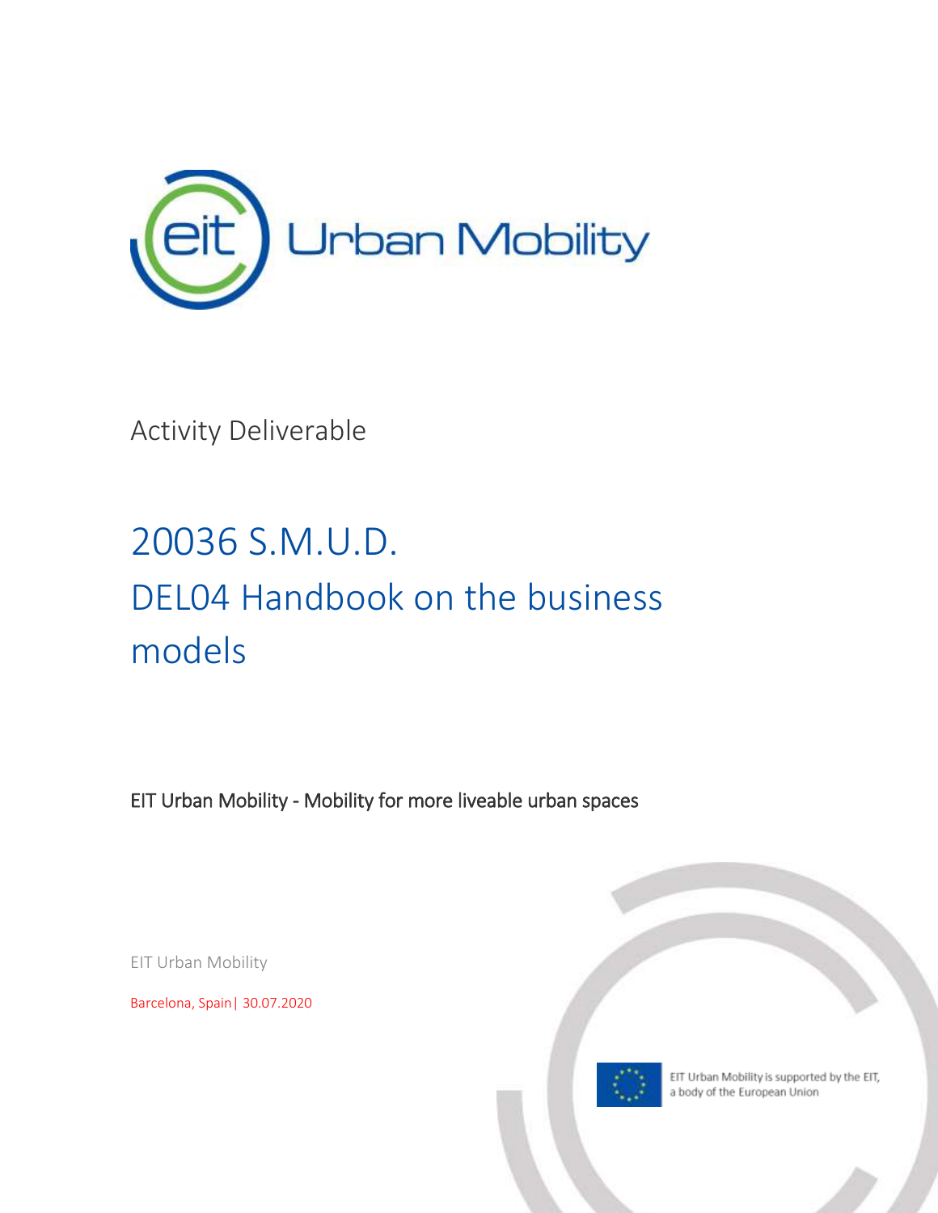Activity Deliverable

# 20036 S.M.U.D.
# DEL04 Handbook on the business models

EIT Urban Mobility - Mobility for more liveable urban spaces

EIT Urban Mobility

Barcelona, Spain| 30.07.2020

EIT Urban Mobility is supported by the EIT, a body of the European Union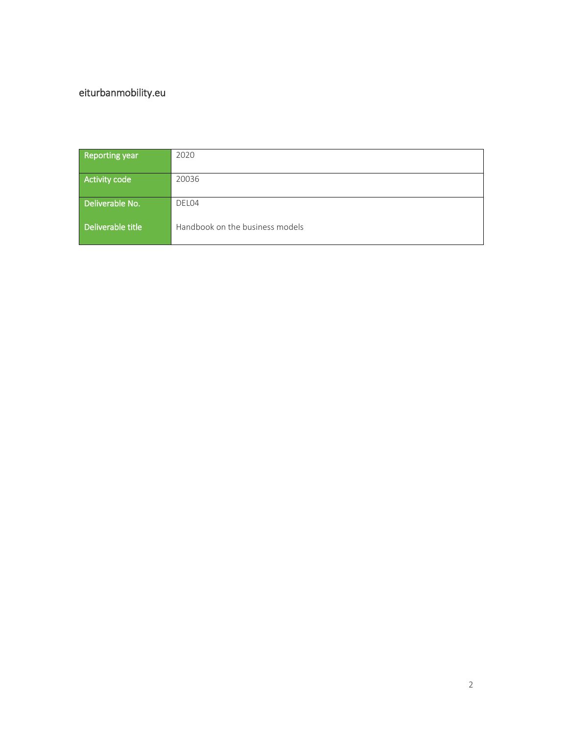eiturbanmobility.eu

| Reporting year | 2020 |
|---|---|
| Activity code | 20036 |
| Deliverable No. | DEL04 |
| Deliverable title | Handbook on the business models |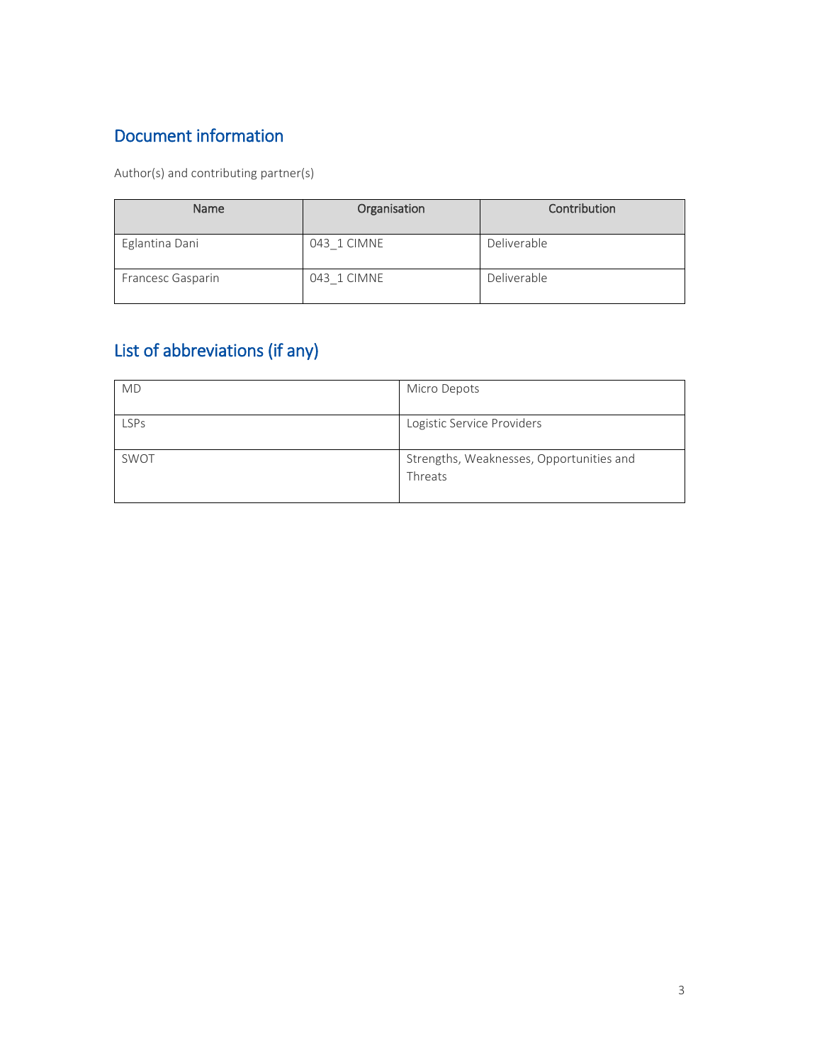## Document information

Author(s) and contributing partner(s)

| Name | Organisation | Contribution |
| --- | --- | --- |
| Eglantina Dani | 043_1 CIMNE | Deliverable |
| Francesc Gasparin | 043_1 CIMNE | Deliverable |

## List of abbreviations (if any)

| | |
| --- | --- |
| MD | Micro Depots |
| LSPs | Logistic Service Providers |
| SWOT | Strengths, Weaknesses, Opportunities and Threats |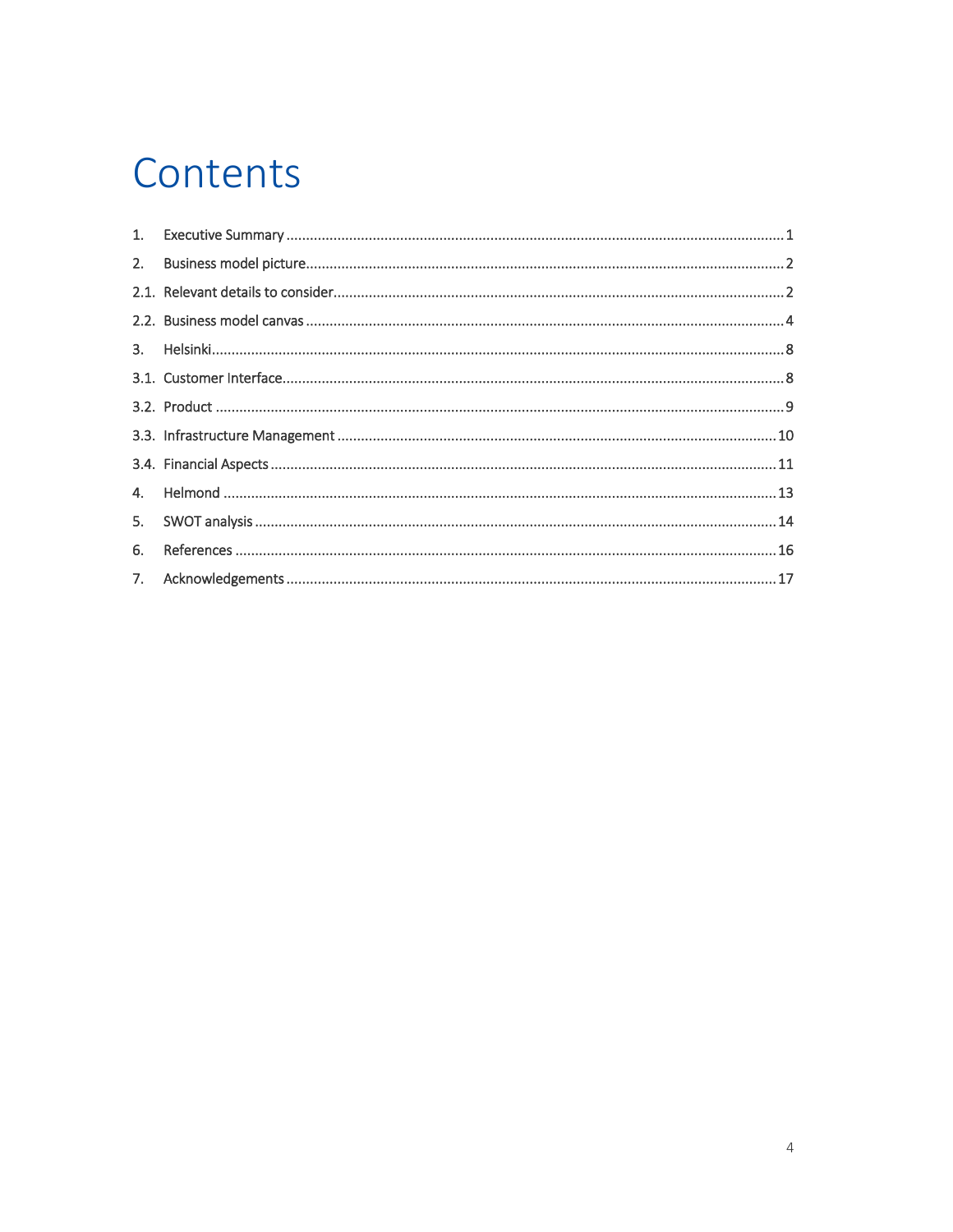# Contents

1. Executive Summary ............................................................................................................................. 1
2. Business model picture........................................................................................................................ 2
2.1. Relevant details to consider................................................................................................................. 2
2.2. Business model canvas ........................................................................................................................ 4
3. Helsinki................................................................................................................................................ 8
3.1. Customer Interface............................................................................................................................. 8
3.2. Product .............................................................................................................................................. 9
3.3. Infrastructure Management .............................................................................................................. 10
3.4. Financial Aspects ............................................................................................................................... 11
4. Helmond ........................................................................................................................................... 13
5. SWOT analysis ................................................................................................................................... 14
6. References ........................................................................................................................................ 16
7. Acknowledgements ........................................................................................................................... 17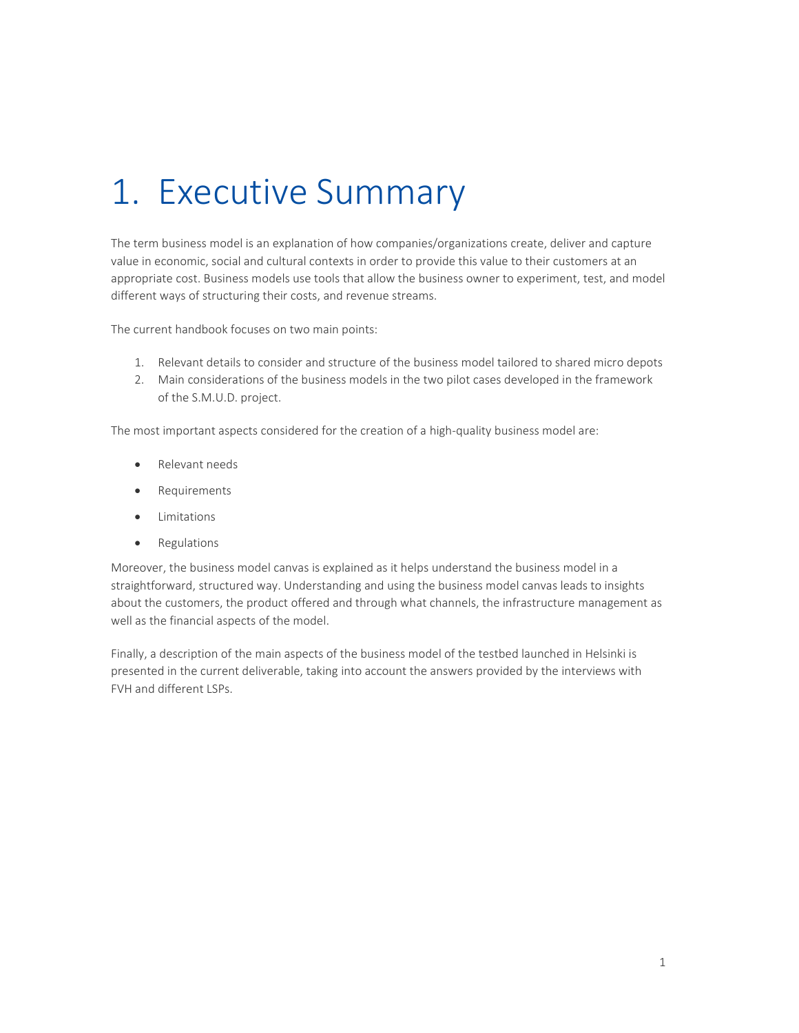# 1. Executive Summary

The term business model is an explanation of how companies/organizations create, deliver and capture value in economic, social and cultural contexts in order to provide this value to their customers at an appropriate cost. Business models use tools that allow the business owner to experiment, test, and model different ways of structuring their costs, and revenue streams.

The current handbook focuses on two main points:

1. Relevant details to consider and structure of the business model tailored to shared micro depots
2. Main considerations of the business models in the two pilot cases developed in the framework of the S.M.U.D. project.

The most important aspects considered for the creation of a high-quality business model are:

- Relevant needs
- Requirements
- Limitations
- Regulations

Moreover, the business model canvas is explained as it helps understand the business model in a straightforward, structured way. Understanding and using the business model canvas leads to insights about the customers, the product offered and through what channels, the infrastructure management as well as the financial aspects of the model.

Finally, a description of the main aspects of the business model of the testbed launched in Helsinki is presented in the current deliverable, taking into account the answers provided by the interviews with FVH and different LSPs.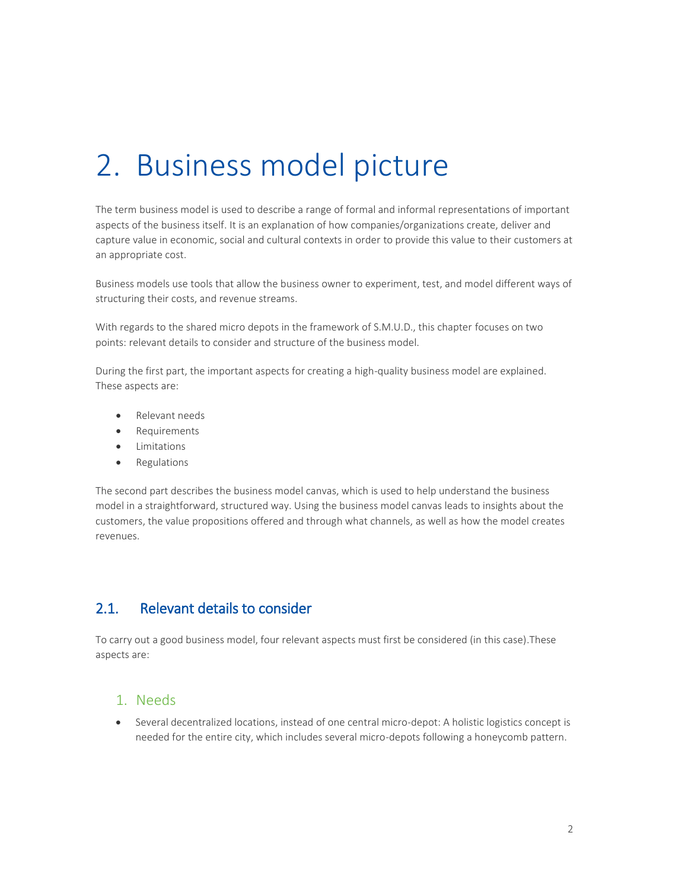# 2. Business model picture

The term business model is used to describe a range of formal and informal representations of important aspects of the business itself. It is an explanation of how companies/organizations create, deliver and capture value in economic, social and cultural contexts in order to provide this value to their customers at an appropriate cost.

Business models use tools that allow the business owner to experiment, test, and model different ways of structuring their costs, and revenue streams.

With regards to the shared micro depots in the framework of S.M.U.D., this chapter focuses on two points: relevant details to consider and structure of the business model.

During the first part, the important aspects for creating a high-quality business model are explained. These aspects are:

- Relevant needs
- Requirements
- Limitations
- Regulations

The second part describes the business model canvas, which is used to help understand the business model in a straightforward, structured way. Using the business model canvas leads to insights about the customers, the value propositions offered and through what channels, as well as how the model creates revenues.

## 2.1. Relevant details to consider

To carry out a good business model, four relevant aspects must first be considered (in this case).These aspects are:

### 1. Needs

- Several decentralized locations, instead of one central micro-depot: A holistic logistics concept is needed for the entire city, which includes several micro-depots following a honeycomb pattern.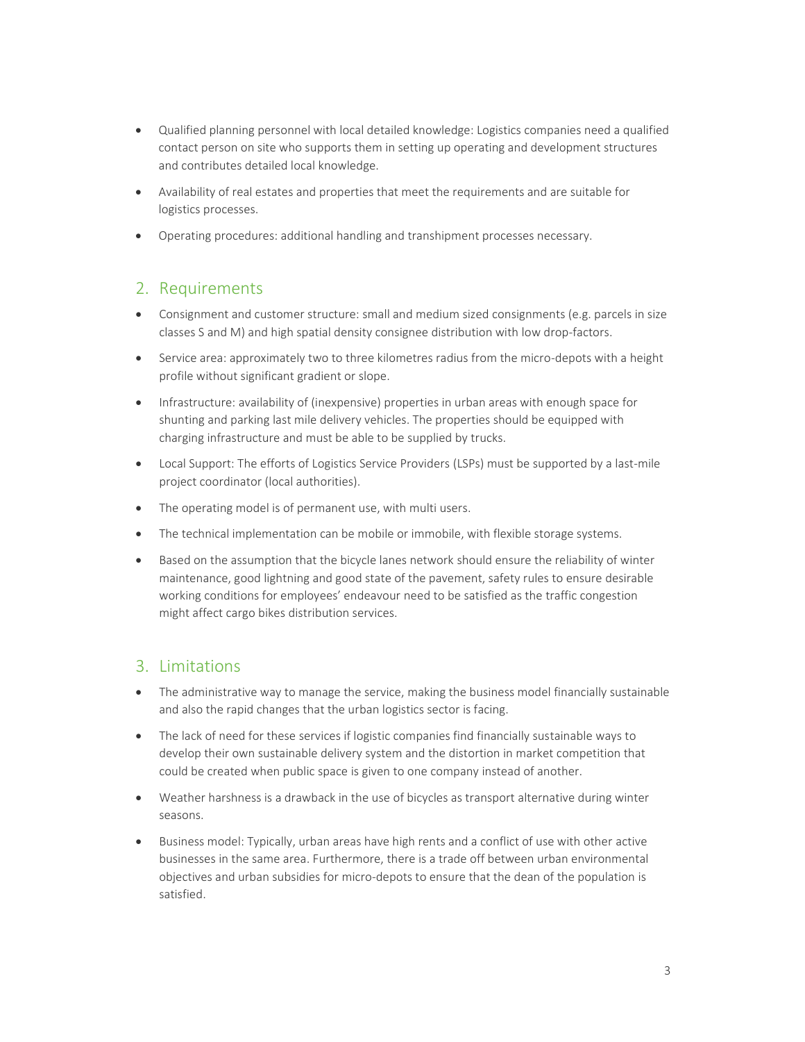- Qualified planning personnel with local detailed knowledge: Logistics companies need a qualified contact person on site who supports them in setting up operating and development structures and contributes detailed local knowledge.
- Availability of real estates and properties that meet the requirements and are suitable for logistics processes.
- Operating procedures: additional handling and transhipment processes necessary.

## 2. Requirements

- Consignment and customer structure: small and medium sized consignments (e.g. parcels in size classes S and M) and high spatial density consignee distribution with low drop-factors.
- Service area: approximately two to three kilometres radius from the micro-depots with a height profile without significant gradient or slope.
- Infrastructure: availability of (inexpensive) properties in urban areas with enough space for shunting and parking last mile delivery vehicles. The properties should be equipped with charging infrastructure and must be able to be supplied by trucks.
- Local Support: The efforts of Logistics Service Providers (LSPs) must be supported by a last-mile project coordinator (local authorities).
- The operating model is of permanent use, with multi users.
- The technical implementation can be mobile or immobile, with flexible storage systems.
- Based on the assumption that the bicycle lanes network should ensure the reliability of winter maintenance, good lightning and good state of the pavement, safety rules to ensure desirable working conditions for employees' endeavour need to be satisfied as the traffic congestion might affect cargo bikes distribution services.

## 3. Limitations

- The administrative way to manage the service, making the business model financially sustainable and also the rapid changes that the urban logistics sector is facing.
- The lack of need for these services if logistic companies find financially sustainable ways to develop their own sustainable delivery system and the distortion in market competition that could be created when public space is given to one company instead of another.
- Weather harshness is a drawback in the use of bicycles as transport alternative during winter seasons.
- Business model: Typically, urban areas have high rents and a conflict of use with other active businesses in the same area. Furthermore, there is a trade off between urban environmental objectives and urban subsidies for micro-depots to ensure that the dean of the population is satisfied.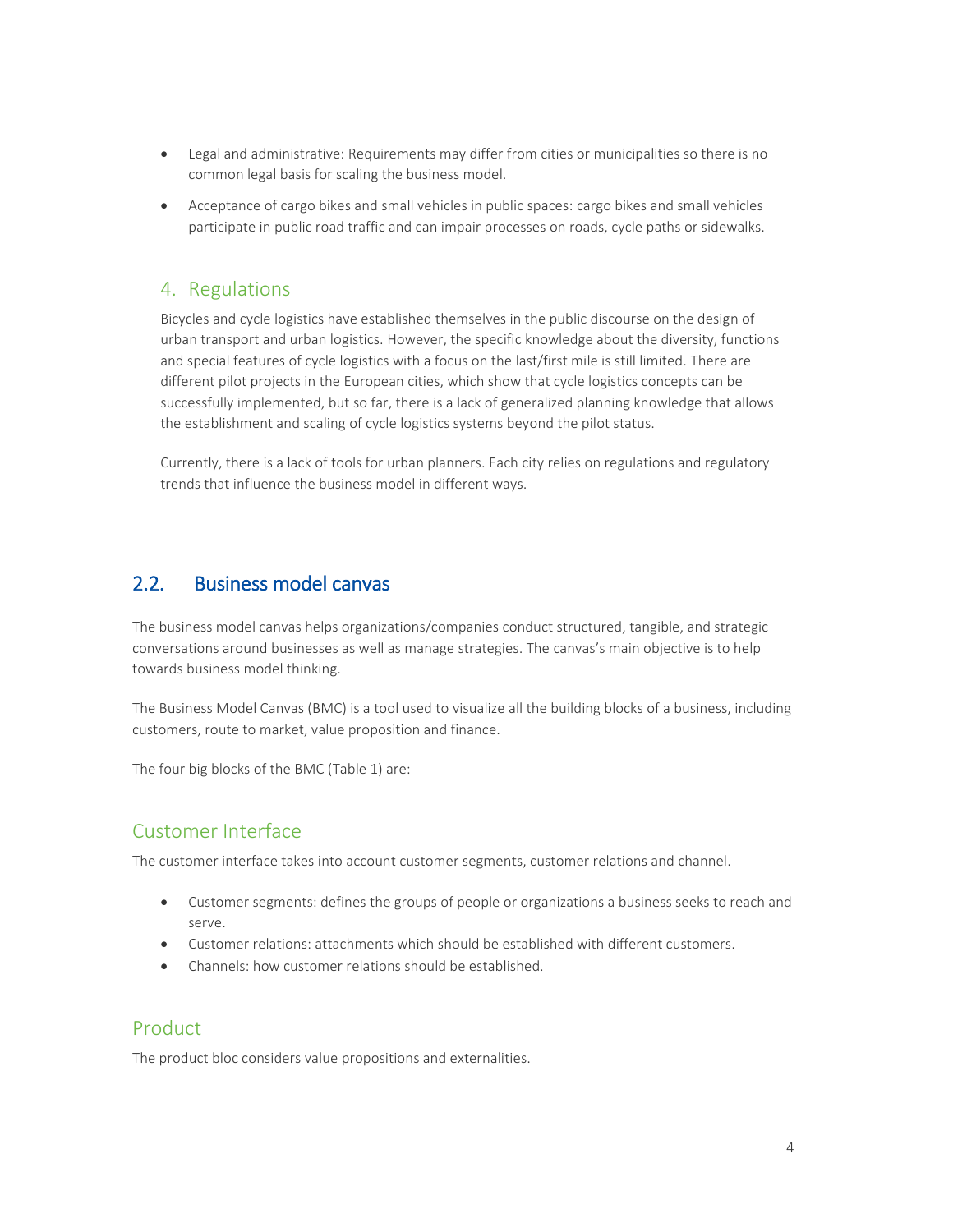- Legal and administrative: Requirements may differ from cities or municipalities so there is no common legal basis for scaling the business model.
- Acceptance of cargo bikes and small vehicles in public spaces: cargo bikes and small vehicles participate in public road traffic and can impair processes on roads, cycle paths or sidewalks.

### 4. Regulations

Bicycles and cycle logistics have established themselves in the public discourse on the design of urban transport and urban logistics. However, the specific knowledge about the diversity, functions and special features of cycle logistics with a focus on the last/first mile is still limited. There are different pilot projects in the European cities, which show that cycle logistics concepts can be successfully implemented, but so far, there is a lack of generalized planning knowledge that allows the establishment and scaling of cycle logistics systems beyond the pilot status.

Currently, there is a lack of tools for urban planners. Each city relies on regulations and regulatory trends that influence the business model in different ways.

## 2.2. Business model canvas

The business model canvas helps organizations/companies conduct structured, tangible, and strategic conversations around businesses as well as manage strategies. The canvas's main objective is to help towards business model thinking.

The Business Model Canvas (BMC) is a tool used to visualize all the building blocks of a business, including customers, route to market, value proposition and finance.

The four big blocks of the BMC (Table 1) are:

### Customer Interface

The customer interface takes into account customer segments, customer relations and channel.

- Customer segments: defines the groups of people or organizations a business seeks to reach and serve.
- Customer relations: attachments which should be established with different customers.
- Channels: how customer relations should be established.

### Product

The product bloc considers value propositions and externalities.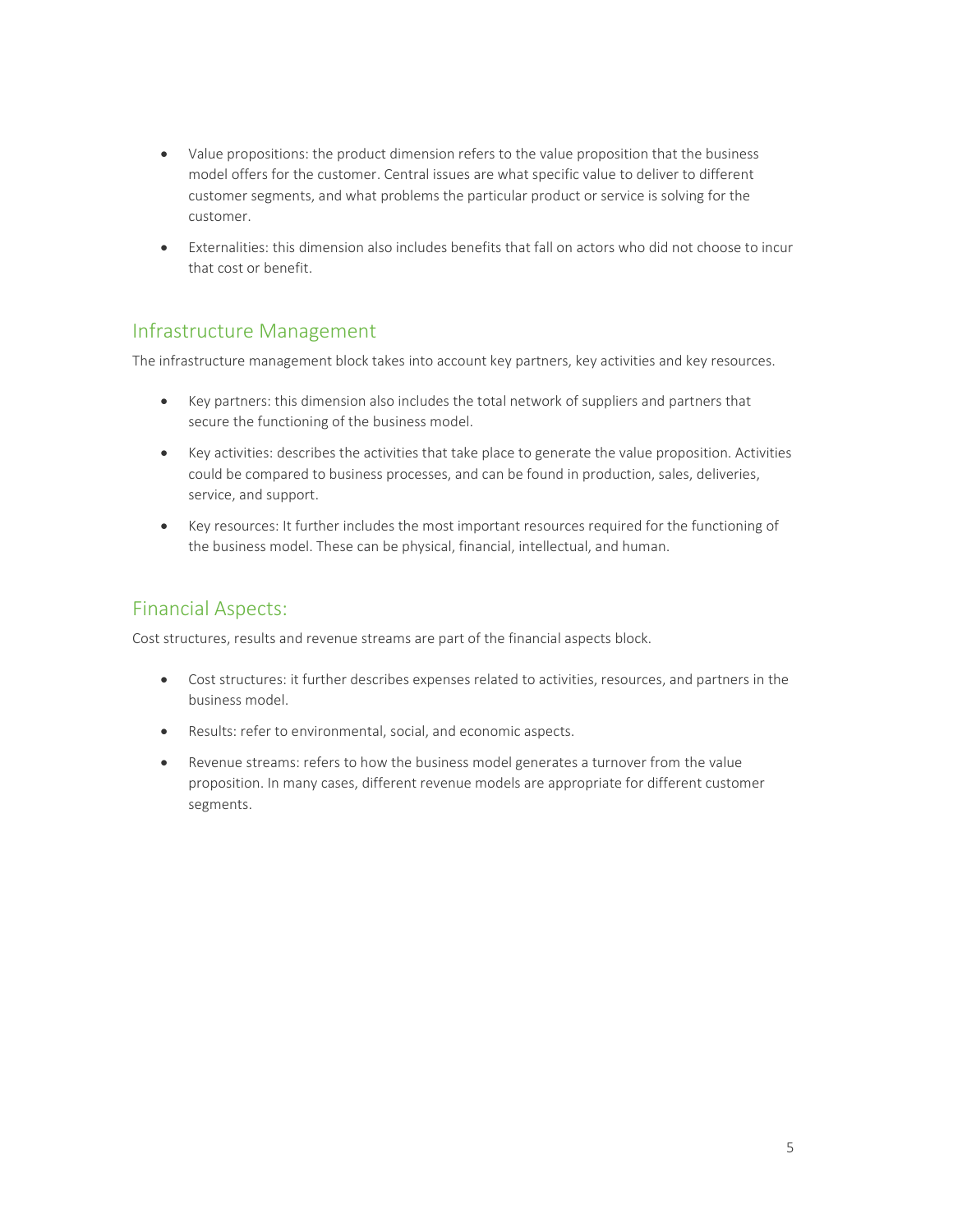- Value propositions: the product dimension refers to the value proposition that the business model offers for the customer. Central issues are what specific value to deliver to different customer segments, and what problems the particular product or service is solving for the customer.
- Externalities: this dimension also includes benefits that fall on actors who did not choose to incur that cost or benefit.

## Infrastructure Management

The infrastructure management block takes into account key partners, key activities and key resources.

- Key partners: this dimension also includes the total network of suppliers and partners that secure the functioning of the business model.
- Key activities: describes the activities that take place to generate the value proposition. Activities could be compared to business processes, and can be found in production, sales, deliveries, service, and support.
- Key resources: It further includes the most important resources required for the functioning of the business model. These can be physical, financial, intellectual, and human.

## Financial Aspects:

Cost structures, results and revenue streams are part of the financial aspects block.

- Cost structures: it further describes expenses related to activities, resources, and partners in the business model.
- Results: refer to environmental, social, and economic aspects.
- Revenue streams: refers to how the business model generates a turnover from the value proposition. In many cases, different revenue models are appropriate for different customer segments.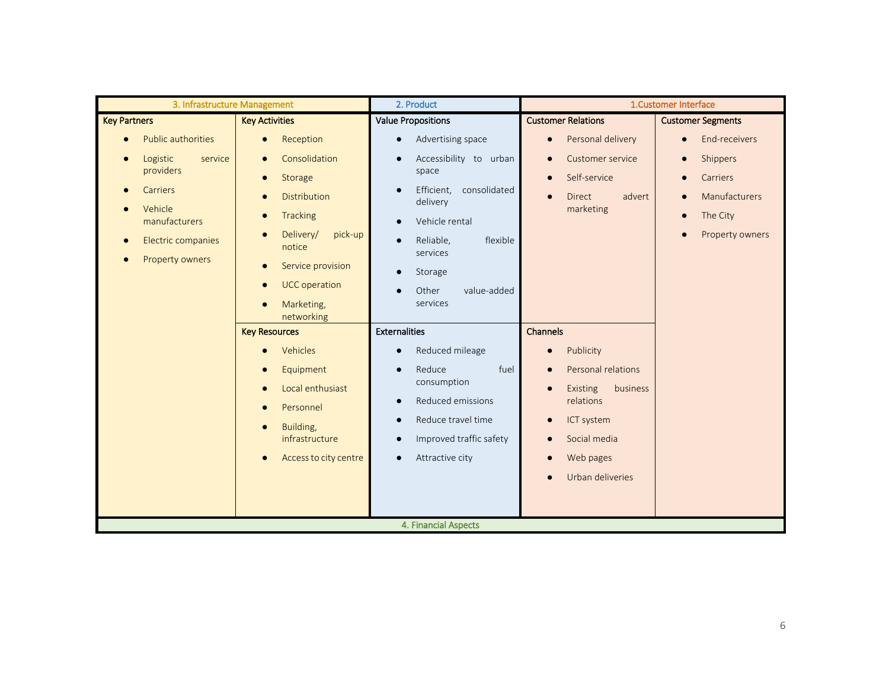| 3. Infrastructure Management | | 2. Product | 1.Customer Interface | |
|---|---|---|---|---|
| **Key Partners** | **Key Activities** | **Value Propositions** | **Customer Relations** | **Customer Segments** |
| • Public authorities<br>• Logistic service providers<br>• Carriers<br>• Vehicle manufacturers<br>• Electric companies<br>• Property owners | • Reception<br>• Consolidation<br>• Storage<br>• Distribution<br>• Tracking<br>• Delivery/ pick-up notice<br>• Service provision<br>• UCC operation<br>• Marketing, networking | • Advertising space<br>• Accessibility to urban space<br>• Efficient, consolidated delivery<br>• Vehicle rental<br>• Reliable, flexible services<br>• Storage<br>• Other value-added services | • Personal delivery<br>• Customer service<br>• Self-service<br>• Direct advert marketing | • End-receivers<br>• Shippers<br>• Carriers<br>• Manufacturers<br>• The City<br>• Property owners |
| | **Key Resources** | **Externalities** | **Channels** | |
| | • Vehicles<br>• Equipment<br>• Local enthusiast<br>• Personnel<br>• Building, infrastructure<br>• Access to city centre | • Reduced mileage<br>• Reduce fuel consumption<br>• Reduced emissions<br>• Reduce travel time<br>• Improved traffic safety<br>• Attractive city | • Publicity<br>• Personal relations<br>• Existing business relations<br>• ICT system<br>• Social media<br>• Web pages<br>• Urban deliveries | |
| 4. Financial Aspects | | | | |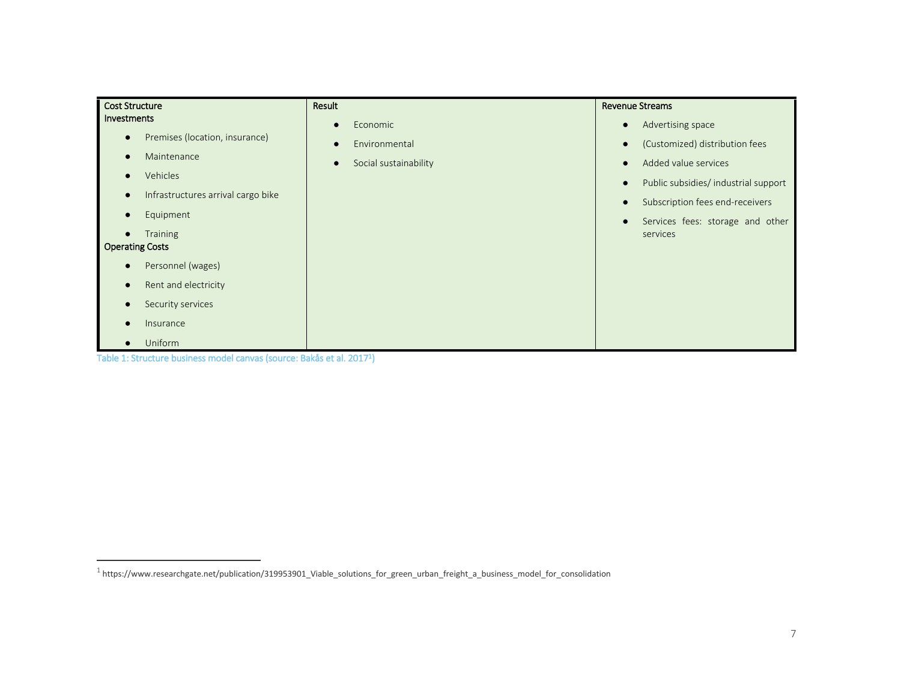| Cost Structure | Result | Revenue Streams |
|---|---|---|
| **Investments**<br>● Premises (location, insurance)<br>● Maintenance<br>● Vehicles<br>● Infrastructures arrival cargo bike<br>● Equipment<br>● Training<br>**Operating Costs**<br>● Personnel (wages)<br>● Rent and electricity<br>● Security services<br>● Insurance<br>● Uniform | ● Economic<br>● Environmental<br>● Social sustainability | ● Advertising space<br>● (Customized) distribution fees<br>● Added value services<br>● Public subsidies/ industrial support<br>● Subscription fees end-receivers<br>● Services fees: storage and other services |

Table 1: Structure business model canvas (source: Bakås et al. 2017[1])

[1] https://www.researchgate.net/publication/319953901_Viable_solutions_for_green_urban_freight_a_business_model_for_consolidation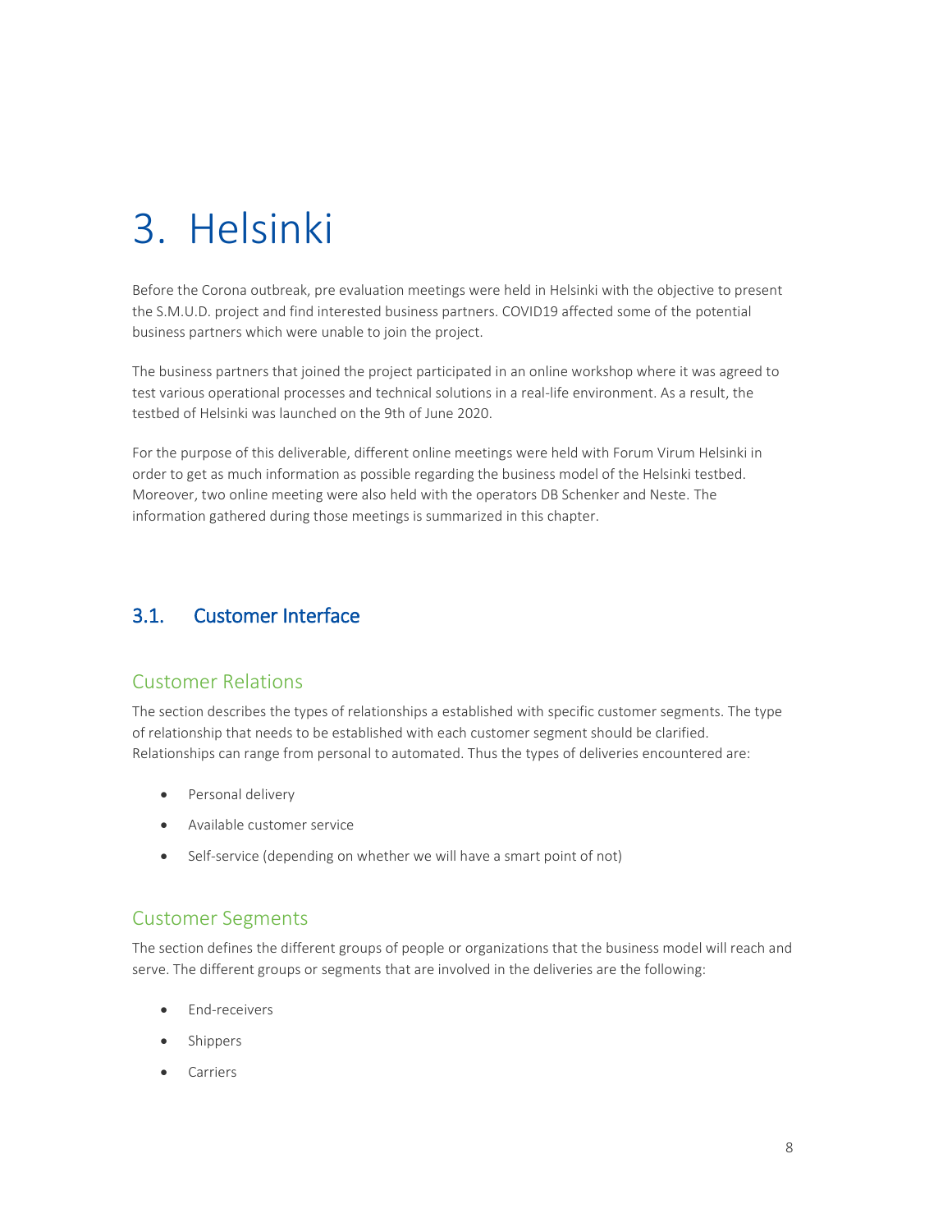# 3. Helsinki

Before the Corona outbreak, pre evaluation meetings were held in Helsinki with the objective to present the S.M.U.D. project and find interested business partners. COVID19 affected some of the potential business partners which were unable to join the project.

The business partners that joined the project participated in an online workshop where it was agreed to test various operational processes and technical solutions in a real-life environment. As a result, the testbed of Helsinki was launched on the 9th of June 2020.

For the purpose of this deliverable, different online meetings were held with Forum Virum Helsinki in order to get as much information as possible regarding the business model of the Helsinki testbed. Moreover, two online meeting were also held with the operators DB Schenker and Neste. The information gathered during those meetings is summarized in this chapter.

## 3.1. Customer Interface

### Customer Relations

The section describes the types of relationships a established with specific customer segments. The type of relationship that needs to be established with each customer segment should be clarified. Relationships can range from personal to automated. Thus the types of deliveries encountered are:

- Personal delivery
- Available customer service
- Self-service (depending on whether we will have a smart point of not)

### Customer Segments

The section defines the different groups of people or organizations that the business model will reach and serve. The different groups or segments that are involved in the deliveries are the following:

- End-receivers
- Shippers
- Carriers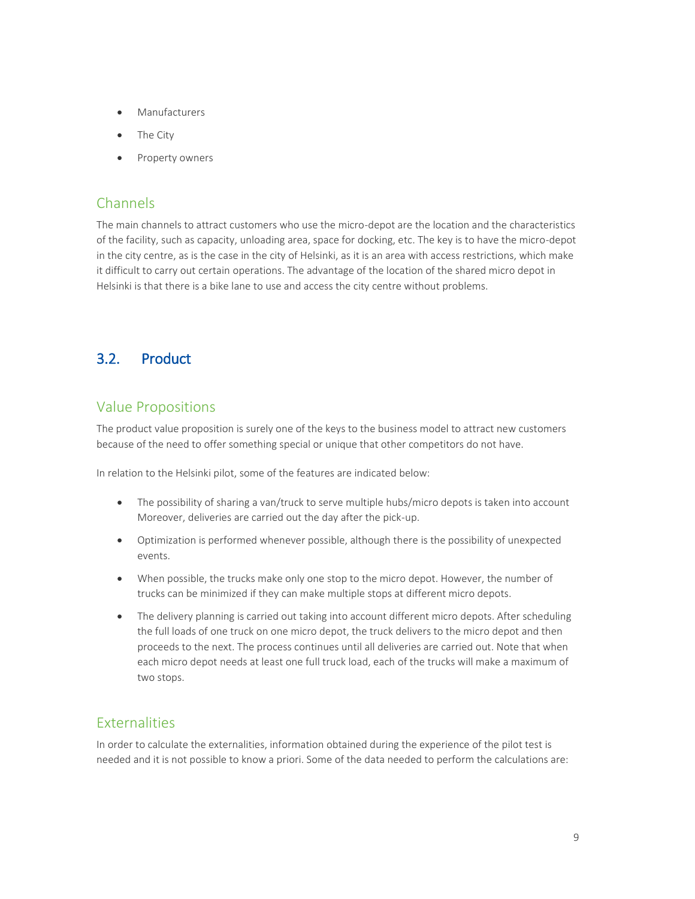- Manufacturers
- The City
- Property owners

### Channels

The main channels to attract customers who use the micro-depot are the location and the characteristics of the facility, such as capacity, unloading area, space for docking, etc. The key is to have the micro-depot in the city centre, as is the case in the city of Helsinki, as it is an area with access restrictions, which make it difficult to carry out certain operations. The advantage of the location of the shared micro depot in Helsinki is that there is a bike lane to use and access the city centre without problems.

## 3.2. Product

### Value Propositions

The product value proposition is surely one of the keys to the business model to attract new customers because of the need to offer something special or unique that other competitors do not have.

In relation to the Helsinki pilot, some of the features are indicated below:

- The possibility of sharing a van/truck to serve multiple hubs/micro depots is taken into account Moreover, deliveries are carried out the day after the pick-up.
- Optimization is performed whenever possible, although there is the possibility of unexpected events.
- When possible, the trucks make only one stop to the micro depot. However, the number of trucks can be minimized if they can make multiple stops at different micro depots.
- The delivery planning is carried out taking into account different micro depots. After scheduling the full loads of one truck on one micro depot, the truck delivers to the micro depot and then proceeds to the next. The process continues until all deliveries are carried out. Note that when each micro depot needs at least one full truck load, each of the trucks will make a maximum of two stops.

### Externalities

In order to calculate the externalities, information obtained during the experience of the pilot test is needed and it is not possible to know a priori. Some of the data needed to perform the calculations are: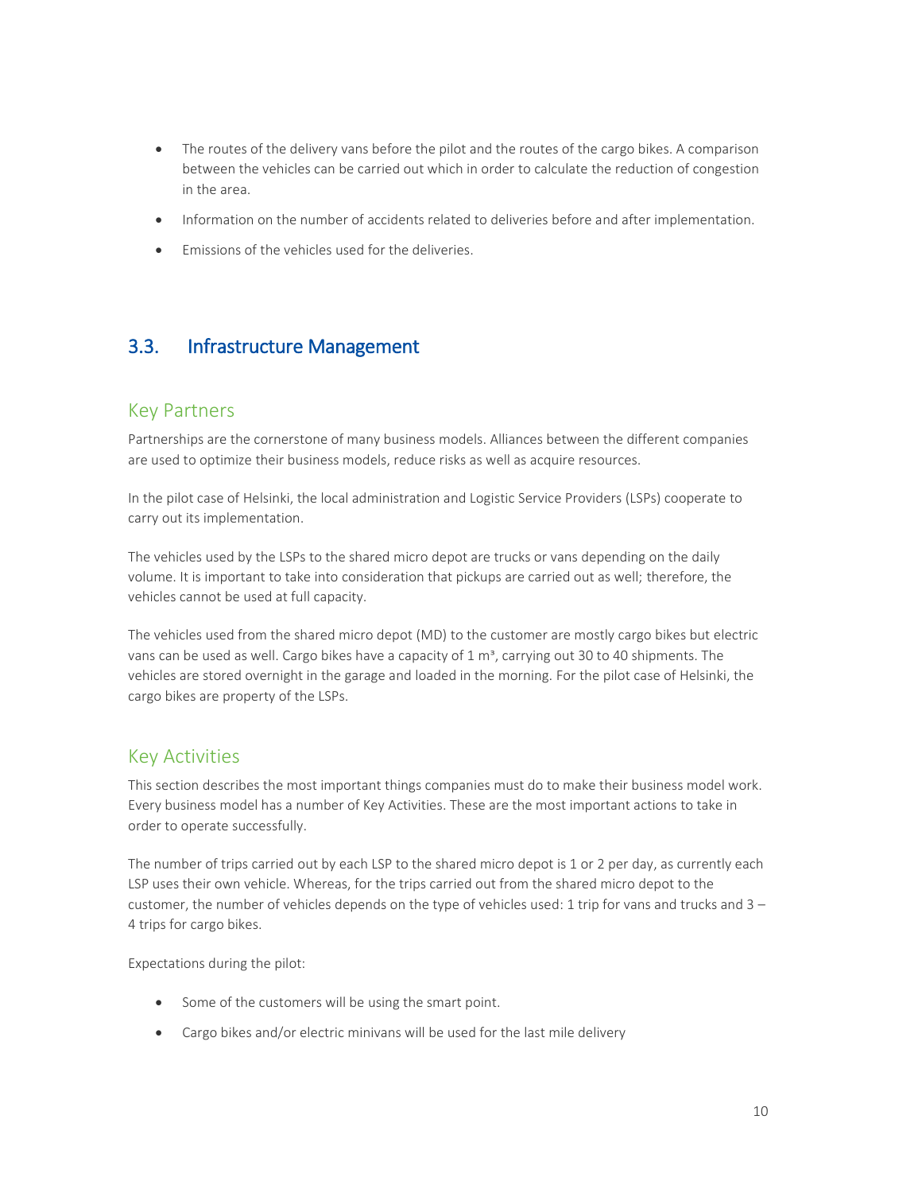- The routes of the delivery vans before the pilot and the routes of the cargo bikes. A comparison between the vehicles can be carried out which in order to calculate the reduction of congestion in the area.
- Information on the number of accidents related to deliveries before and after implementation.
- Emissions of the vehicles used for the deliveries.

## 3.3. Infrastructure Management

### Key Partners

Partnerships are the cornerstone of many business models. Alliances between the different companies are used to optimize their business models, reduce risks as well as acquire resources.

In the pilot case of Helsinki, the local administration and Logistic Service Providers (LSPs) cooperate to carry out its implementation.

The vehicles used by the LSPs to the shared micro depot are trucks or vans depending on the daily volume. It is important to take into consideration that pickups are carried out as well; therefore, the vehicles cannot be used at full capacity.

The vehicles used from the shared micro depot (MD) to the customer are mostly cargo bikes but electric vans can be used as well. Cargo bikes have a capacity of 1 m³, carrying out 30 to 40 shipments. The vehicles are stored overnight in the garage and loaded in the morning. For the pilot case of Helsinki, the cargo bikes are property of the LSPs.

### Key Activities

This section describes the most important things companies must do to make their business model work. Every business model has a number of Key Activities. These are the most important actions to take in order to operate successfully.

The number of trips carried out by each LSP to the shared micro depot is 1 or 2 per day, as currently each LSP uses their own vehicle. Whereas, for the trips carried out from the shared micro depot to the customer, the number of vehicles depends on the type of vehicles used: 1 trip for vans and trucks and 3 – 4 trips for cargo bikes.

Expectations during the pilot:

- Some of the customers will be using the smart point.
- Cargo bikes and/or electric minivans will be used for the last mile delivery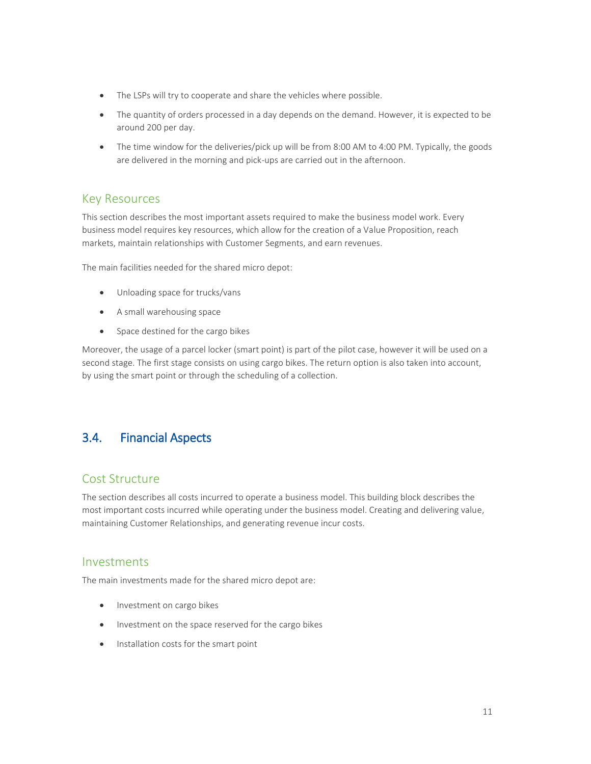- The LSPs will try to cooperate and share the vehicles where possible.
- The quantity of orders processed in a day depends on the demand. However, it is expected to be around 200 per day.
- The time window for the deliveries/pick up will be from 8:00 AM to 4:00 PM. Typically, the goods are delivered in the morning and pick-ups are carried out in the afternoon.

### Key Resources

This section describes the most important assets required to make the business model work. Every business model requires key resources, which allow for the creation of a Value Proposition, reach markets, maintain relationships with Customer Segments, and earn revenues.

The main facilities needed for the shared micro depot:

- Unloading space for trucks/vans
- A small warehousing space
- Space destined for the cargo bikes

Moreover, the usage of a parcel locker (smart point) is part of the pilot case, however it will be used on a second stage. The first stage consists on using cargo bikes. The return option is also taken into account, by using the smart point or through the scheduling of a collection.

## 3.4. Financial Aspects

### Cost Structure

The section describes all costs incurred to operate a business model. This building block describes the most important costs incurred while operating under the business model. Creating and delivering value, maintaining Customer Relationships, and generating revenue incur costs.

### Investments

The main investments made for the shared micro depot are:

- Investment on cargo bikes
- Investment on the space reserved for the cargo bikes
- Installation costs for the smart point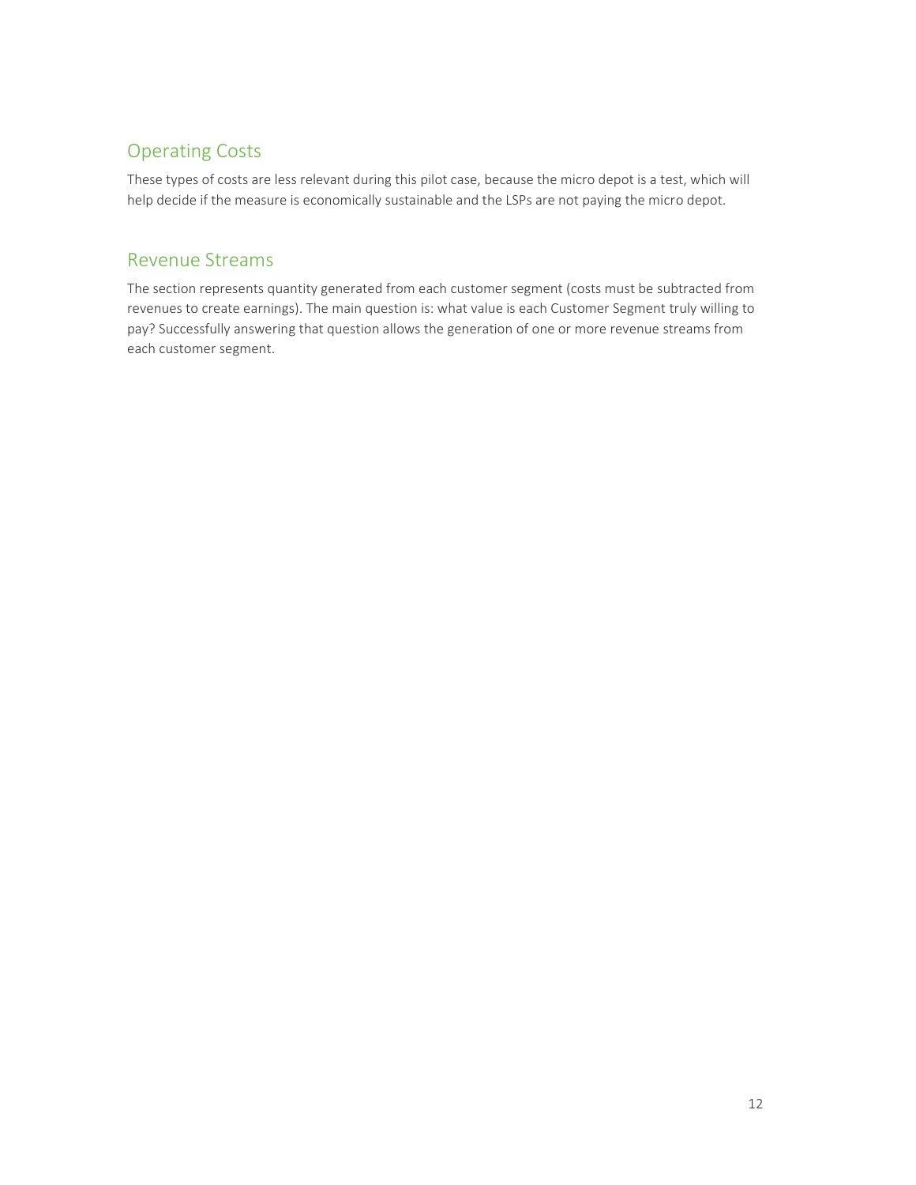## Operating Costs

These types of costs are less relevant during this pilot case, because the micro depot is a test, which will help decide if the measure is economically sustainable and the LSPs are not paying the micro depot.

## Revenue Streams

The section represents quantity generated from each customer segment (costs must be subtracted from revenues to create earnings). The main question is: what value is each Customer Segment truly willing to pay? Successfully answering that question allows the generation of one or more revenue streams from each customer segment.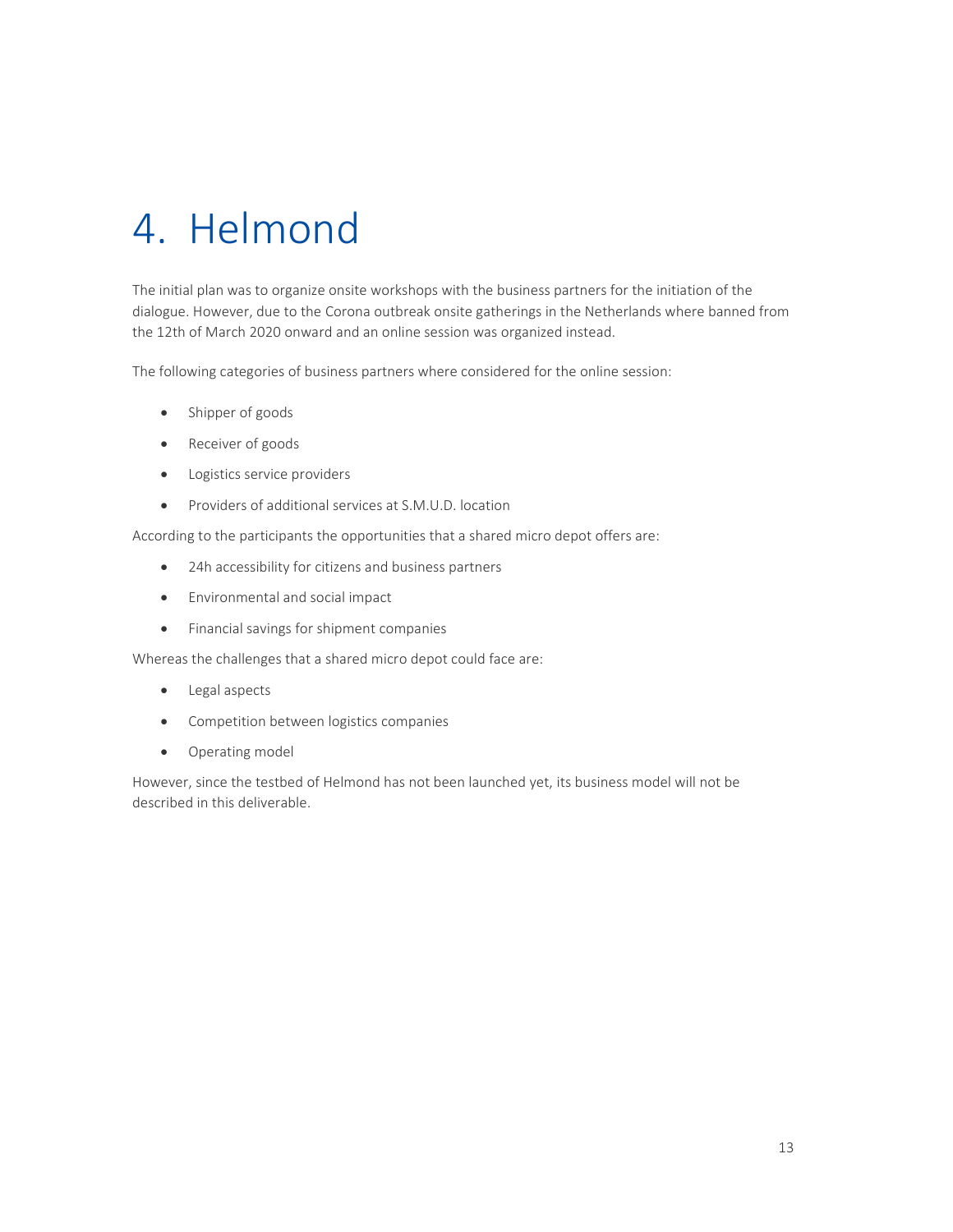# 4. Helmond

The initial plan was to organize onsite workshops with the business partners for the initiation of the dialogue. However, due to the Corona outbreak onsite gatherings in the Netherlands where banned from the 12th of March 2020 onward and an online session was organized instead.

The following categories of business partners where considered for the online session:

- Shipper of goods
- Receiver of goods
- Logistics service providers
- Providers of additional services at S.M.U.D. location

According to the participants the opportunities that a shared micro depot offers are:

- 24h accessibility for citizens and business partners
- Environmental and social impact
- Financial savings for shipment companies

Whereas the challenges that a shared micro depot could face are:

- Legal aspects
- Competition between logistics companies
- Operating model

However, since the testbed of Helmond has not been launched yet, its business model will not be described in this deliverable.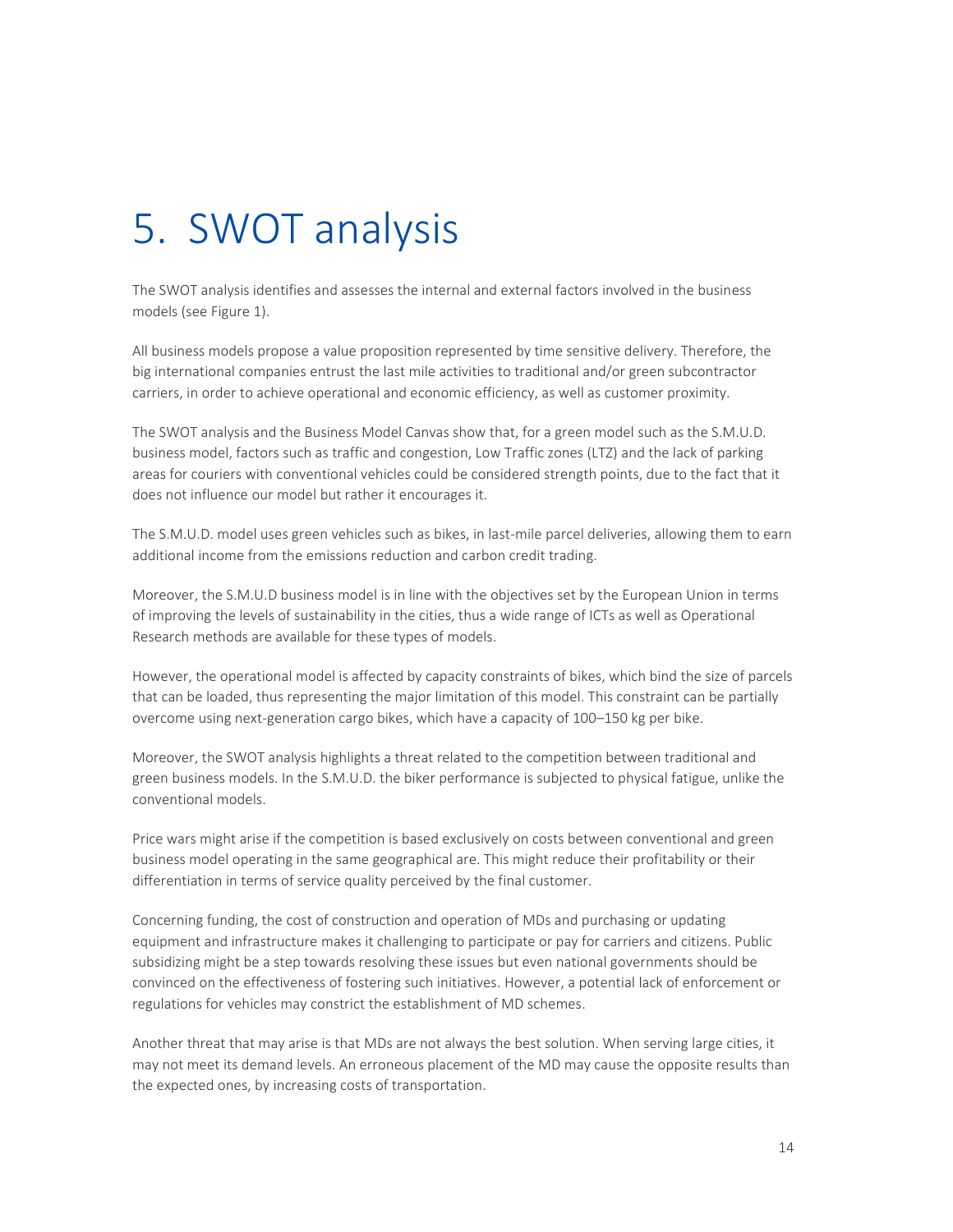# 5. SWOT analysis

The SWOT analysis identifies and assesses the internal and external factors involved in the business models (see Figure 1).

All business models propose a value proposition represented by time sensitive delivery. Therefore, the big international companies entrust the last mile activities to traditional and/or green subcontractor carriers, in order to achieve operational and economic efficiency, as well as customer proximity.

The SWOT analysis and the Business Model Canvas show that, for a green model such as the S.M.U.D. business model, factors such as traffic and congestion, Low Traffic zones (LTZ) and the lack of parking areas for couriers with conventional vehicles could be considered strength points, due to the fact that it does not influence our model but rather it encourages it.

The S.M.U.D. model uses green vehicles such as bikes, in last-mile parcel deliveries, allowing them to earn additional income from the emissions reduction and carbon credit trading.

Moreover, the S.M.U.D business model is in line with the objectives set by the European Union in terms of improving the levels of sustainability in the cities, thus a wide range of ICTs as well as Operational Research methods are available for these types of models.

However, the operational model is affected by capacity constraints of bikes, which bind the size of parcels that can be loaded, thus representing the major limitation of this model. This constraint can be partially overcome using next-generation cargo bikes, which have a capacity of 100–150 kg per bike.

Moreover, the SWOT analysis highlights a threat related to the competition between traditional and green business models. In the S.M.U.D. the biker performance is subjected to physical fatigue, unlike the conventional models.

Price wars might arise if the competition is based exclusively on costs between conventional and green business model operating in the same geographical are. This might reduce their profitability or their differentiation in terms of service quality perceived by the final customer.

Concerning funding, the cost of construction and operation of MDs and purchasing or updating equipment and infrastructure makes it challenging to participate or pay for carriers and citizens. Public subsidizing might be a step towards resolving these issues but even national governments should be convinced on the effectiveness of fostering such initiatives. However, a potential lack of enforcement or regulations for vehicles may constrict the establishment of MD schemes.

Another threat that may arise is that MDs are not always the best solution. When serving large cities, it may not meet its demand levels. An erroneous placement of the MD may cause the opposite results than the expected ones, by increasing costs of transportation.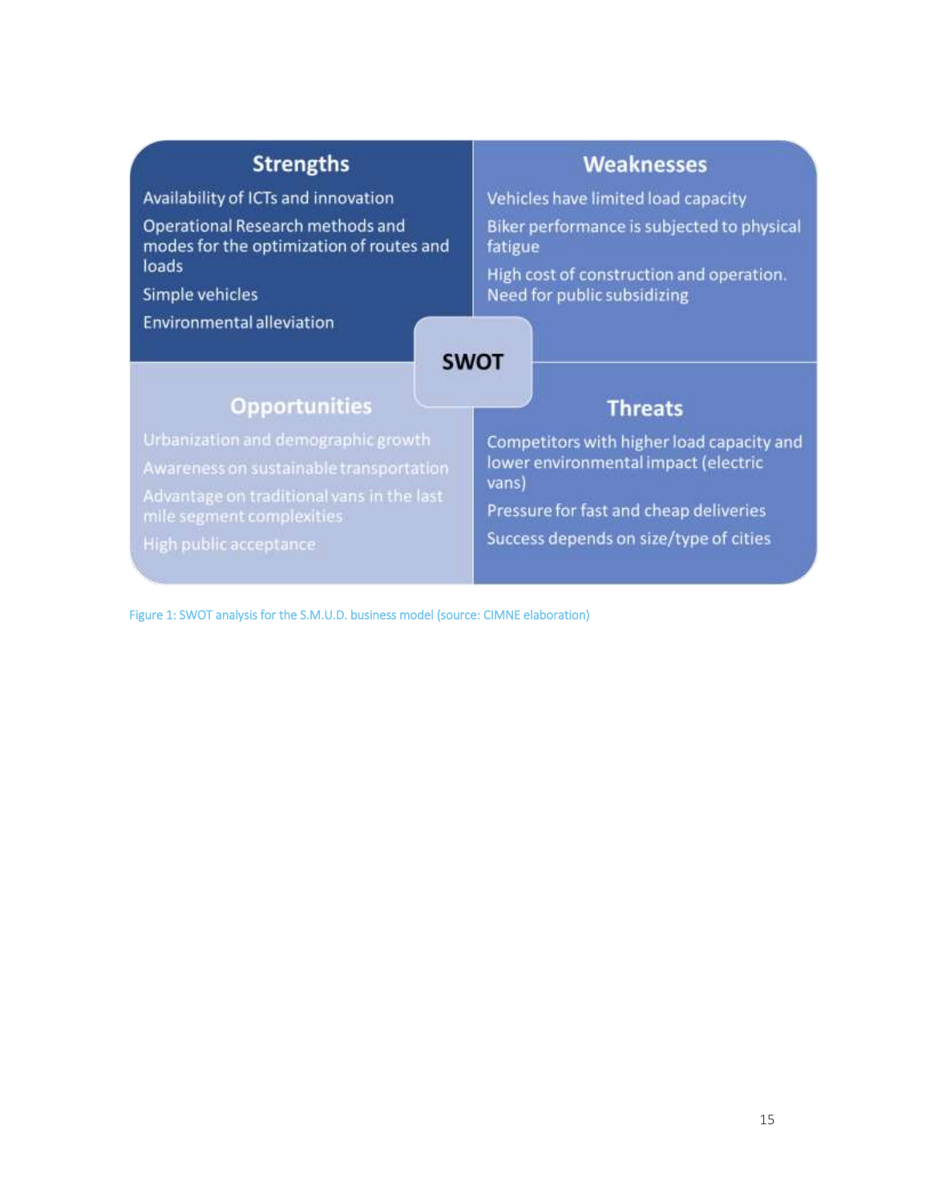**Strengths**

- Availability of ICTs and innovation
- Operational Research methods and modes for the optimization of routes and loads
- Simple vehicles
- Environmental alleviation

**Weaknesses**

- Vehicles have limited load capacity
- Biker performance is subjected to physical fatigue
- High cost of construction and operation. Need for public subsidizing

**SWOT**

**Opportunities**

- Urbanization and demographic growth
- Awareness on sustainable transportation
- Advantage on traditional vans in the last mile segment complexities
- High public acceptance

**Threats**

- Competitors with higher load capacity and lower environmental impact (electric vans)
- Pressure for fast and cheap deliveries
- Success depends on size/type of cities

Figure 1: SWOT analysis for the S.M.U.D. business model (source: CIMNE elaboration)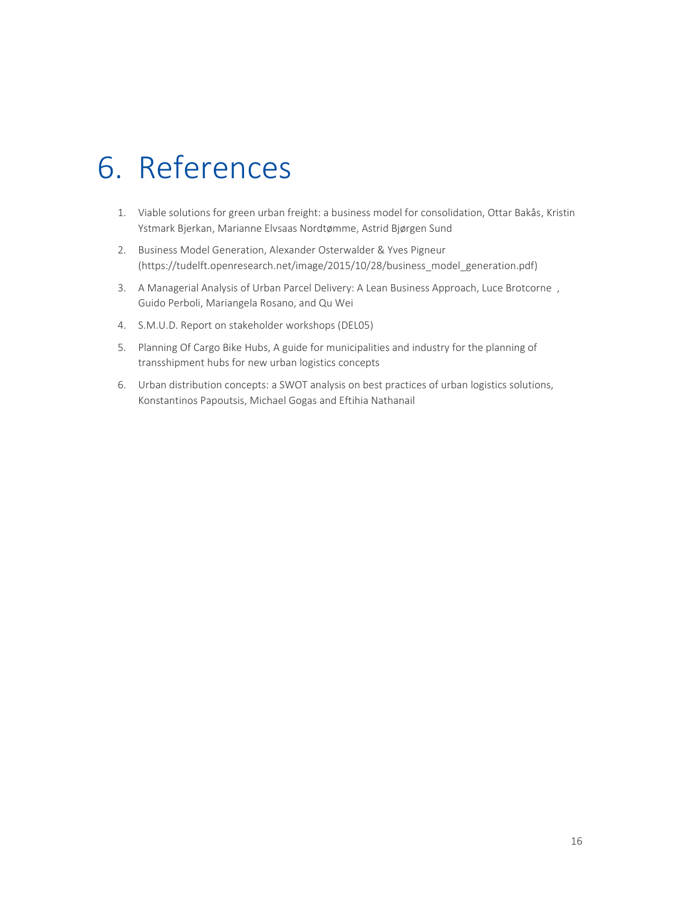# 6. References

1. Viable solutions for green urban freight: a business model for consolidation, Ottar Bakås, Kristin Ystmark Bjerkan, Marianne Elvsaas Nordtømme, Astrid Bjørgen Sund
2. Business Model Generation, Alexander Osterwalder & Yves Pigneur (https://tudelft.openresearch.net/image/2015/10/28/business_model_generation.pdf)
3. A Managerial Analysis of Urban Parcel Delivery: A Lean Business Approach, Luce Brotcorne , Guido Perboli, Mariangela Rosano, and Qu Wei
4. S.M.U.D. Report on stakeholder workshops (DEL05)
5. Planning Of Cargo Bike Hubs, A guide for municipalities and industry for the planning of transshipment hubs for new urban logistics concepts
6. Urban distribution concepts: a SWOT analysis on best practices of urban logistics solutions, Konstantinos Papoutsis, Michael Gogas and Eftihia Nathanail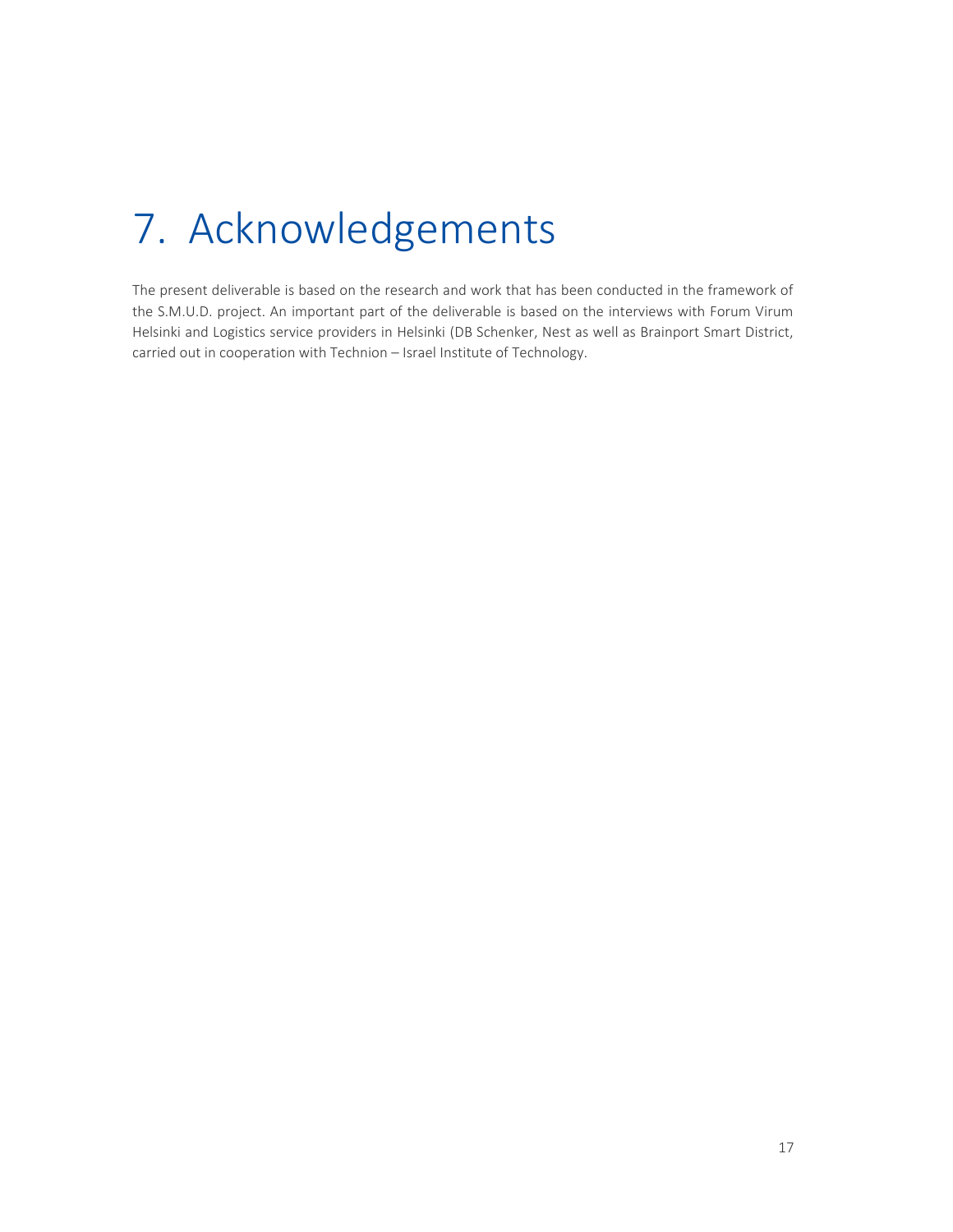# 7. Acknowledgements

The present deliverable is based on the research and work that has been conducted in the framework of the S.M.U.D. project. An important part of the deliverable is based on the interviews with Forum Virum Helsinki and Logistics service providers in Helsinki (DB Schenker, Nest as well as Brainport Smart District, carried out in cooperation with Technion – Israel Institute of Technology.